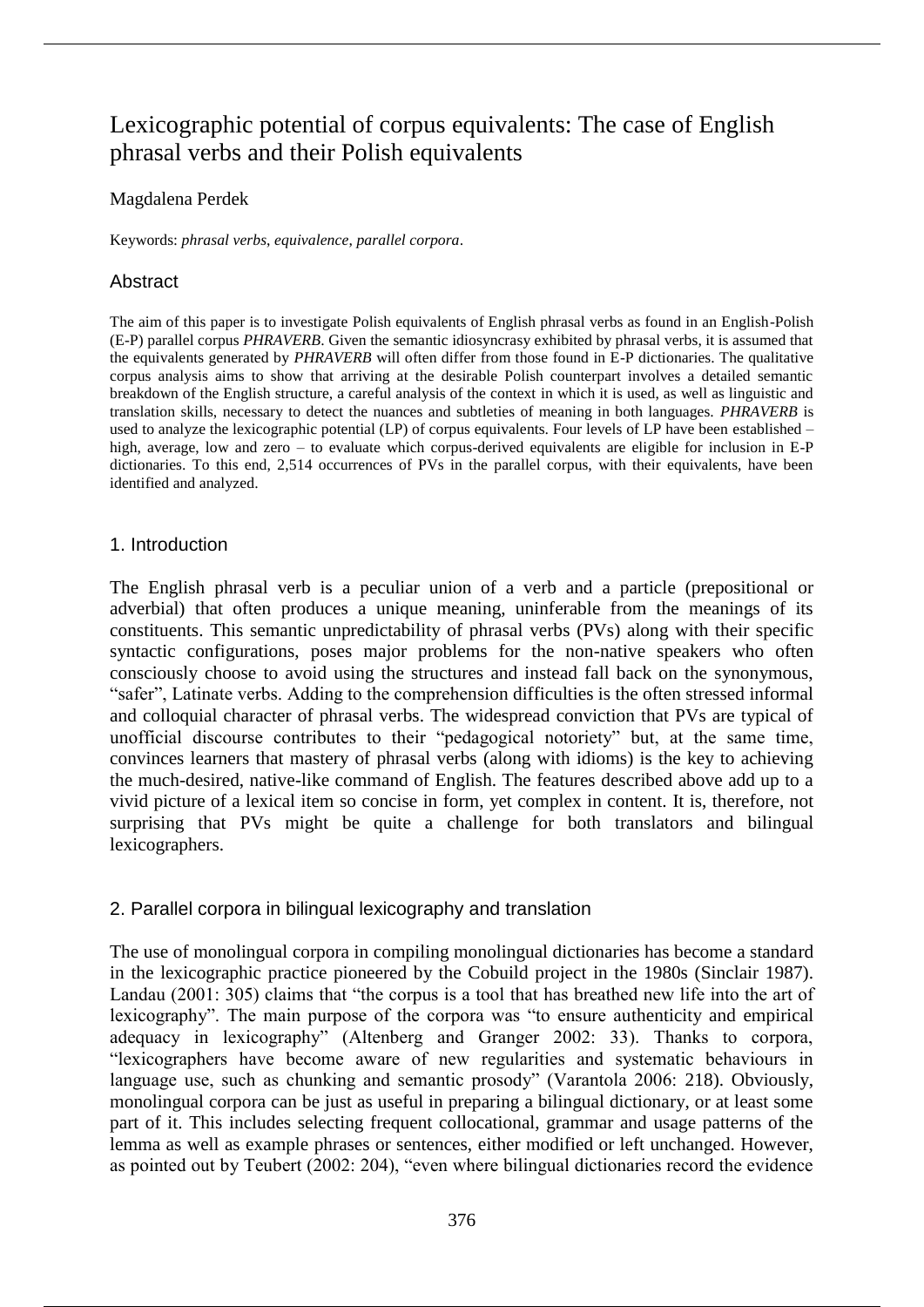# Lexicographic potential of corpus equivalents: The case of English phrasal verbs and their Polish equivalents

Magdalena Perdek

Keywords: *phrasal verbs*, *equivalence*, *parallel corpora*.

## Abstract

The aim of this paper is to investigate Polish equivalents of English phrasal verbs as found in an English-Polish (E-P) parallel corpus ***PHRAVERB***. Given the semantic idiosyncrasy exhibited by phrasal verbs, it is assumed that the equivalents generated by ***PHRAVERB*** will often differ from those found in E-P dictionaries. The qualitative corpus analysis aims to show that arriving at the desirable Polish counterpart involves a detailed semantic breakdown of the English structure, a careful analysis of the context in which it is used, as well as linguistic and translation skills, necessary to detect the nuances and subtleties of meaning in both languages. ***PHRAVERB*** is used to analyze the lexicographic potential (LP) of corpus equivalents. Four levels of LP have been established – high, average, low and zero – to evaluate which corpus-derived equivalents are eligible for inclusion in E-P dictionaries. To this end, 2,514 occurrences of PVs in the parallel corpus, with their equivalents, have been identified and analyzed.

## 1. Introduction

The English phrasal verb is a peculiar union of a verb and a particle (prepositional or adverbial) that often produces a unique meaning, uninferable from the meanings of its constituents. This semantic unpredictability of phrasal verbs (PVs) along with their specific syntactic configurations, poses major problems for the non-native speakers who often consciously choose to avoid using the structures and instead fall back on the synonymous, "safer", Latinate verbs. Adding to the comprehension difficulties is the often stressed informal and colloquial character of phrasal verbs. The widespread conviction that PVs are typical of unofficial discourse contributes to their "pedagogical notoriety" but, at the same time, convinces learners that mastery of phrasal verbs (along with idioms) is the key to achieving the much-desired, native-like command of English. The features described above add up to a vivid picture of a lexical item so concise in form, yet complex in content. It is, therefore, not surprising that PVs might be quite a challenge for both translators and bilingual lexicographers.

## 2. Parallel corpora in bilingual lexicography and translation

The use of monolingual corpora in compiling monolingual dictionaries has become a standard in the lexicographic practice pioneered by the Cobuild project in the 1980s (Sinclair 1987). Landau (2001: 305) claims that "the corpus is a tool that has breathed new life into the art of lexicography". The main purpose of the corpora was "to ensure authenticity and empirical adequacy in lexicography" (Altenberg and Granger 2002: 33). Thanks to corpora, "lexicographers have become aware of new regularities and systematic behaviours in language use, such as chunking and semantic prosody" (Varantola 2006: 218). Obviously, monolingual corpora can be just as useful in preparing a bilingual dictionary, or at least some part of it. This includes selecting frequent collocational, grammar and usage patterns of the lemma as well as example phrases or sentences, either modified or left unchanged. However, as pointed out by Teubert (2002: 204), "even where bilingual dictionaries record the evidence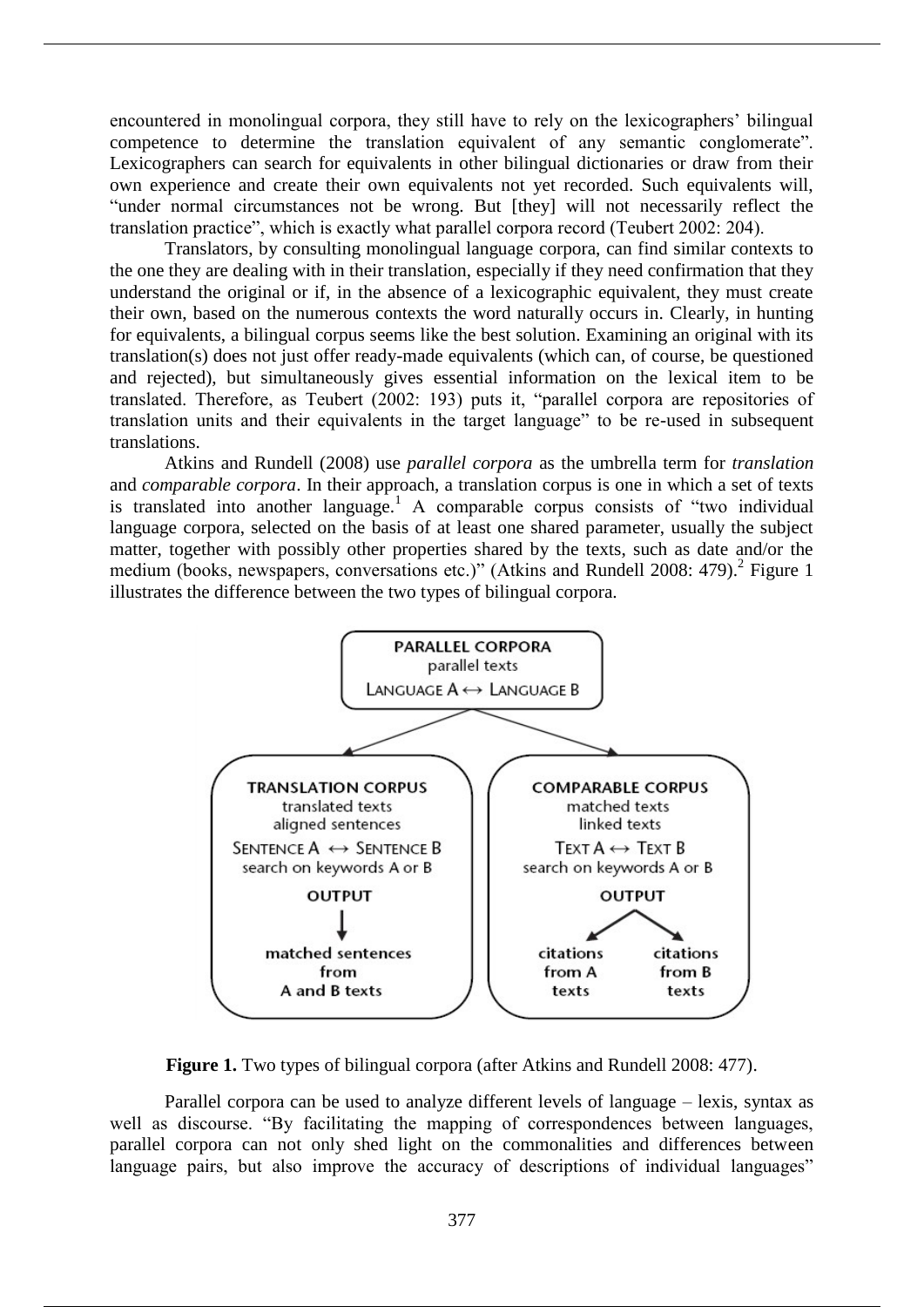encountered in monolingual corpora, they still have to rely on the lexicographers' bilingual competence to determine the translation equivalent of any semantic conglomerate". Lexicographers can search for equivalents in other bilingual dictionaries or draw from their own experience and create their own equivalents not yet recorded. Such equivalents will, "under normal circumstances not be wrong. But [they] will not necessarily reflect the translation practice", which is exactly what parallel corpora record (Teubert 2002: 204).

Translators, by consulting monolingual language corpora, can find similar contexts to the one they are dealing with in their translation, especially if they need confirmation that they understand the original or if, in the absence of a lexicographic equivalent, they must create their own, based on the numerous contexts the word naturally occurs in. Clearly, in hunting for equivalents, a bilingual corpus seems like the best solution. Examining an original with its translation(s) does not just offer ready-made equivalents (which can, of course, be questioned and rejected), but simultaneously gives essential information on the lexical item to be translated. Therefore, as Teubert (2002: 193) puts it, "parallel corpora are repositories of translation units and their equivalents in the target language" to be re-used in subsequent translations.

Atkins and Rundell (2008) use *parallel corpora* as the umbrella term for *translation* and *comparable corpora*. In their approach, a translation corpus is one in which a set of texts is translated into another language.[1] A comparable corpus consists of "two individual language corpora, selected on the basis of at least one shared parameter, usually the subject matter, together with possibly other properties shared by the texts, such as date and/or the medium (books, newspapers, conversations etc.)" (Atkins and Rundell 2008: 479).[2] Figure 1 illustrates the difference between the two types of bilingual corpora.

**Figure 1.** Two types of bilingual corpora (after Atkins and Rundell 2008: 477).

Parallel corpora can be used to analyze different levels of language – lexis, syntax as well as discourse. "By facilitating the mapping of correspondences between languages, parallel corpora can not only shed light on the commonalities and differences between language pairs, but also improve the accuracy of descriptions of individual languages"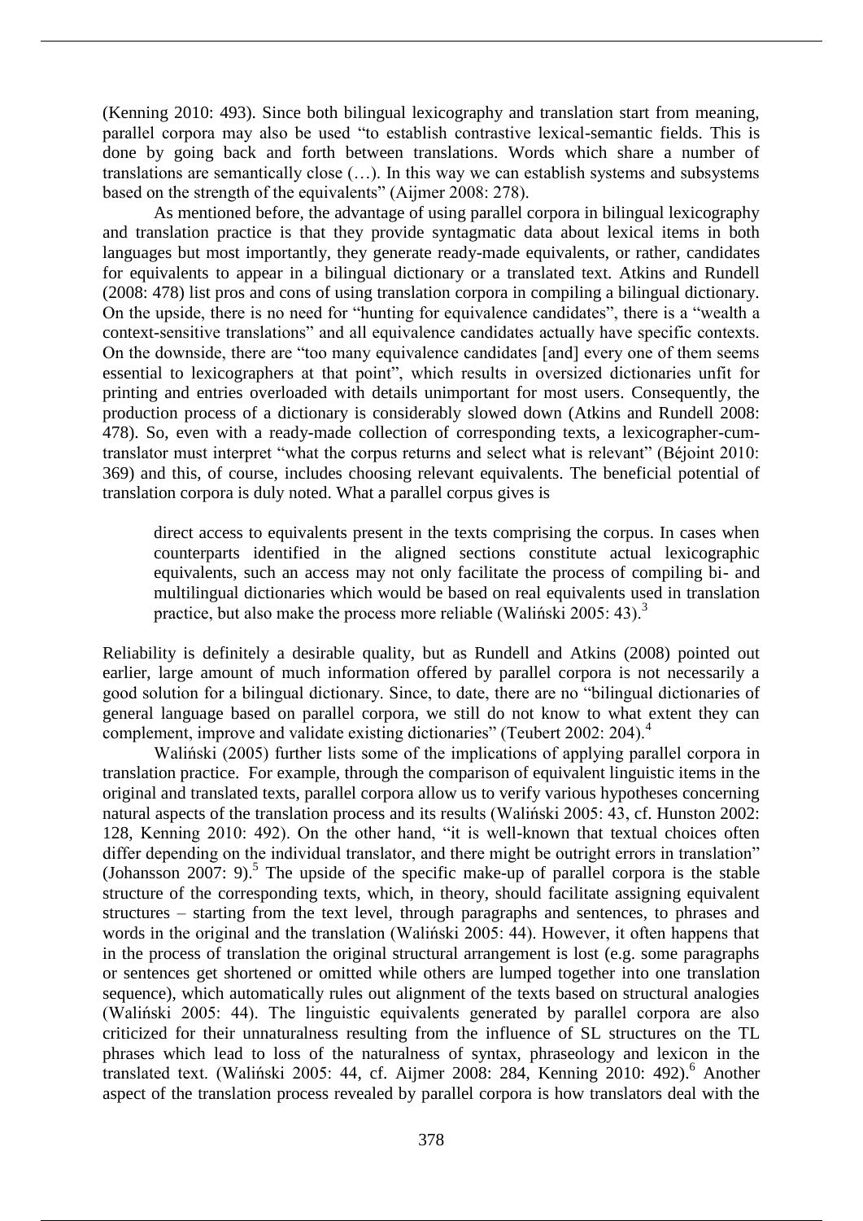(Kenning 2010: 493). Since both bilingual lexicography and translation start from meaning, parallel corpora may also be used "to establish contrastive lexical-semantic fields. This is done by going back and forth between translations. Words which share a number of translations are semantically close (…). In this way we can establish systems and subsystems based on the strength of the equivalents" (Aijmer 2008: 278).

As mentioned before, the advantage of using parallel corpora in bilingual lexicography and translation practice is that they provide syntagmatic data about lexical items in both languages but most importantly, they generate ready-made equivalents, or rather, candidates for equivalents to appear in a bilingual dictionary or a translated text. Atkins and Rundell (2008: 478) list pros and cons of using translation corpora in compiling a bilingual dictionary. On the upside, there is no need for "hunting for equivalence candidates", there is a "wealth a context-sensitive translations" and all equivalence candidates actually have specific contexts. On the downside, there are "too many equivalence candidates [and] every one of them seems essential to lexicographers at that point", which results in oversized dictionaries unfit for printing and entries overloaded with details unimportant for most users. Consequently, the production process of a dictionary is considerably slowed down (Atkins and Rundell 2008: 478). So, even with a ready-made collection of corresponding texts, a lexicographer-cum-translator must interpret "what the corpus returns and select what is relevant" (Béjoint 2010: 369) and this, of course, includes choosing relevant equivalents. The beneficial potential of translation corpora is duly noted. What a parallel corpus gives is

> direct access to equivalents present in the texts comprising the corpus. In cases when counterparts identified in the aligned sections constitute actual lexicographic equivalents, such an access may not only facilitate the process of compiling bi- and multilingual dictionaries which would be based on real equivalents used in translation practice, but also make the process more reliable (Waliński 2005: 43).[3]

Reliability is definitely a desirable quality, but as Rundell and Atkins (2008) pointed out earlier, large amount of much information offered by parallel corpora is not necessarily a good solution for a bilingual dictionary. Since, to date, there are no "bilingual dictionaries of general language based on parallel corpora, we still do not know to what extent they can complement, improve and validate existing dictionaries" (Teubert 2002: 204).[4]

Waliński (2005) further lists some of the implications of applying parallel corpora in translation practice. For example, through the comparison of equivalent linguistic items in the original and translated texts, parallel corpora allow us to verify various hypotheses concerning natural aspects of the translation process and its results (Waliński 2005: 43, cf. Hunston 2002: 128, Kenning 2010: 492). On the other hand, "it is well-known that textual choices often differ depending on the individual translator, and there might be outright errors in translation" (Johansson 2007: 9).[5] The upside of the specific make-up of parallel corpora is the stable structure of the corresponding texts, which, in theory, should facilitate assigning equivalent structures – starting from the text level, through paragraphs and sentences, to phrases and words in the original and the translation (Waliński 2005: 44). However, it often happens that in the process of translation the original structural arrangement is lost (e.g. some paragraphs or sentences get shortened or omitted while others are lumped together into one translation sequence), which automatically rules out alignment of the texts based on structural analogies (Waliński 2005: 44). The linguistic equivalents generated by parallel corpora are also criticized for their unnaturalness resulting from the influence of SL structures on the TL phrases which lead to loss of the naturalness of syntax, phraseology and lexicon in the translated text. (Waliński 2005: 44, cf. Aijmer 2008: 284, Kenning 2010: 492).[6] Another aspect of the translation process revealed by parallel corpora is how translators deal with the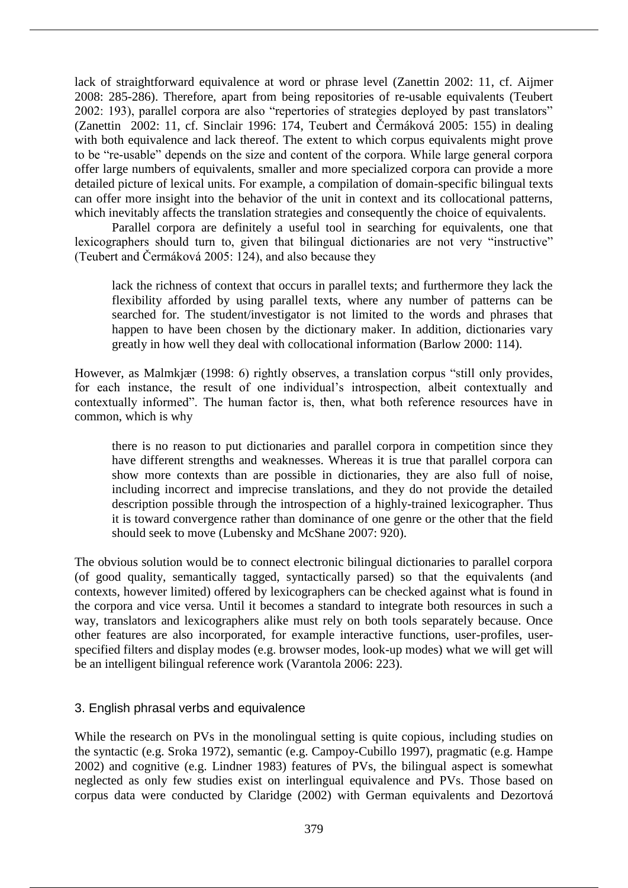lack of straightforward equivalence at word or phrase level (Zanettin 2002: 11, cf. Aijmer 2008: 285-286). Therefore, apart from being repositories of re-usable equivalents (Teubert 2002: 193), parallel corpora are also "repertories of strategies deployed by past translators" (Zanettin 2002: 11, cf. Sinclair 1996: 174, Teubert and Čermáková 2005: 155) in dealing with both equivalence and lack thereof. The extent to which corpus equivalents might prove to be "re-usable" depends on the size and content of the corpora. While large general corpora offer large numbers of equivalents, smaller and more specialized corpora can provide a more detailed picture of lexical units. For example, a compilation of domain-specific bilingual texts can offer more insight into the behavior of the unit in context and its collocational patterns, which inevitably affects the translation strategies and consequently the choice of equivalents.

Parallel corpora are definitely a useful tool in searching for equivalents, one that lexicographers should turn to, given that bilingual dictionaries are not very "instructive" (Teubert and Čermáková 2005: 124), and also because they

> lack the richness of context that occurs in parallel texts; and furthermore they lack the flexibility afforded by using parallel texts, where any number of patterns can be searched for. The student/investigator is not limited to the words and phrases that happen to have been chosen by the dictionary maker. In addition, dictionaries vary greatly in how well they deal with collocational information (Barlow 2000: 114).

However, as Malmkjær (1998: 6) rightly observes, a translation corpus "still only provides, for each instance, the result of one individual's introspection, albeit contextually and contextually informed". The human factor is, then, what both reference resources have in common, which is why

> there is no reason to put dictionaries and parallel corpora in competition since they have different strengths and weaknesses. Whereas it is true that parallel corpora can show more contexts than are possible in dictionaries, they are also full of noise, including incorrect and imprecise translations, and they do not provide the detailed description possible through the introspection of a highly-trained lexicographer. Thus it is toward convergence rather than dominance of one genre or the other that the field should seek to move (Lubensky and McShane 2007: 920).

The obvious solution would be to connect electronic bilingual dictionaries to parallel corpora (of good quality, semantically tagged, syntactically parsed) so that the equivalents (and contexts, however limited) offered by lexicographers can be checked against what is found in the corpora and vice versa. Until it becomes a standard to integrate both resources in such a way, translators and lexicographers alike must rely on both tools separately because. Once other features are also incorporated, for example interactive functions, user-profiles, user-specified filters and display modes (e.g. browser modes, look-up modes) what we will get will be an intelligent bilingual reference work (Varantola 2006: 223).

## 3. English phrasal verbs and equivalence

While the research on PVs in the monolingual setting is quite copious, including studies on the syntactic (e.g. Sroka 1972), semantic (e.g. Campoy-Cubillo 1997), pragmatic (e.g. Hampe 2002) and cognitive (e.g. Lindner 1983) features of PVs, the bilingual aspect is somewhat neglected as only few studies exist on interlingual equivalence and PVs. Those based on corpus data were conducted by Claridge (2002) with German equivalents and Dezortová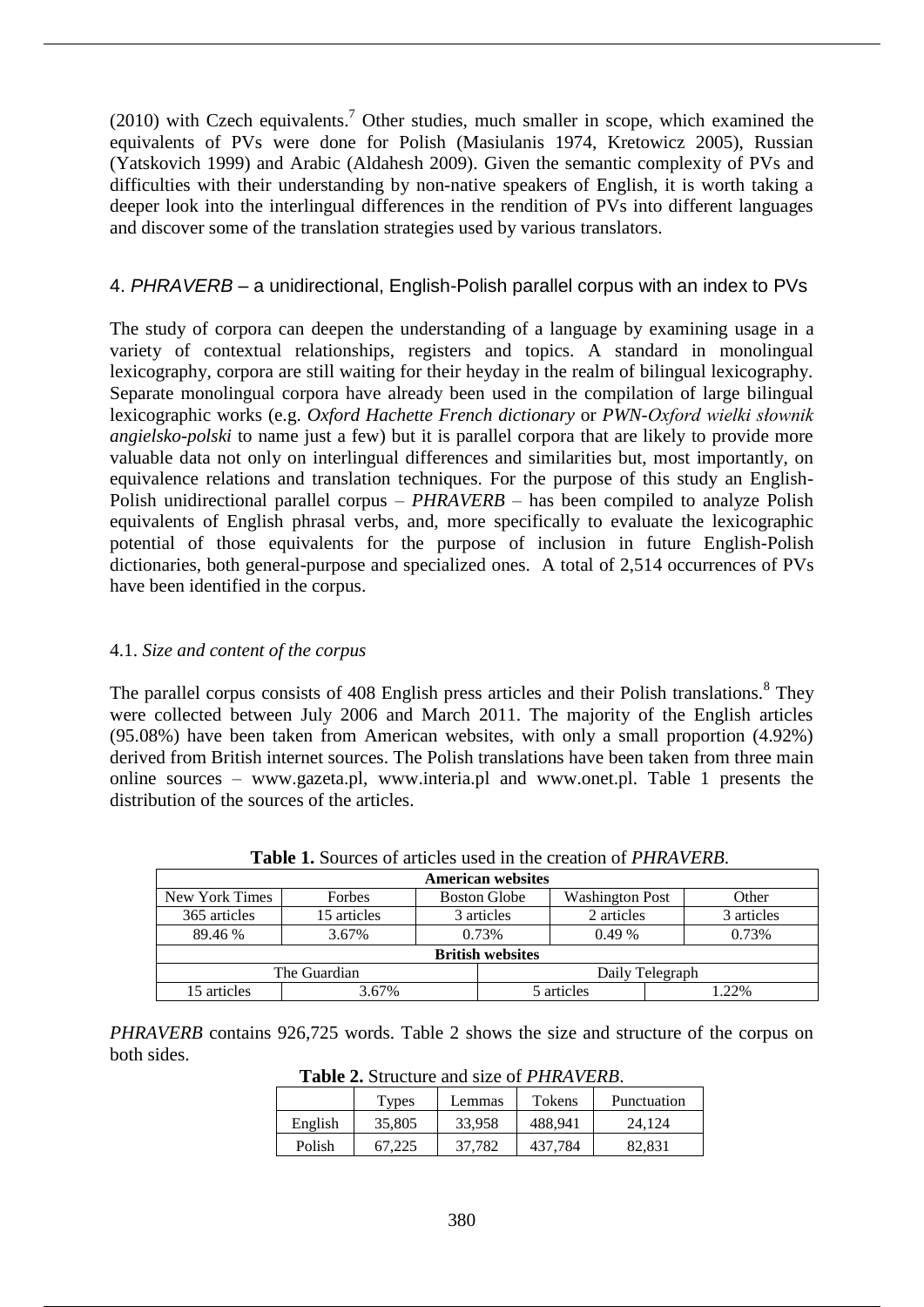(2010) with Czech equivalents.[7] Other studies, much smaller in scope, which examined the equivalents of PVs were done for Polish (Masiulanis 1974, Kretowicz 2005), Russian (Yatskovich 1999) and Arabic (Aldahesh 2009). Given the semantic complexity of PVs and difficulties with their understanding by non-native speakers of English, it is worth taking a deeper look into the interlingual differences in the rendition of PVs into different languages and discover some of the translation strategies used by various translators.

## 4. *PHRAVERB* – a unidirectional, English-Polish parallel corpus with an index to PVs

The study of corpora can deepen the understanding of a language by examining usage in a variety of contextual relationships, registers and topics. A standard in monolingual lexicography, corpora are still waiting for their heyday in the realm of bilingual lexicography. Separate monolingual corpora have already been used in the compilation of large bilingual lexicographic works (e.g. *Oxford Hachette French dictionary* or *PWN-Oxford wielki słownik angielsko-polski* to name just a few) but it is parallel corpora that are likely to provide more valuable data not only on interlingual differences and similarities but, most importantly, on equivalence relations and translation techniques. For the purpose of this study an English-Polish unidirectional parallel corpus – *PHRAVERB* – has been compiled to analyze Polish equivalents of English phrasal verbs, and, more specifically to evaluate the lexicographic potential of those equivalents for the purpose of inclusion in future English-Polish dictionaries, both general-purpose and specialized ones. A total of 2,514 occurrences of PVs have been identified in the corpus.

### 4.1. *Size and content of the corpus*

The parallel corpus consists of 408 English press articles and their Polish translations.[8] They were collected between July 2006 and March 2011. The majority of the English articles (95.08%) have been taken from American websites, with only a small proportion (4.92%) derived from British internet sources. The Polish translations have been taken from three main online sources – www.gazeta.pl, www.interia.pl and www.onet.pl. Table 1 presents the distribution of the sources of the articles.

**Table 1.** Sources of articles used in the creation of *PHRAVERB*.

| **American websites** | | | | |
|---|---|---|---|---|
| New York Times | Forbes | Boston Globe | Washington Post | Other |
| 365 articles | 15 articles | 3 articles | 2 articles | 3 articles |
| 89.46 % | 3.67% | 0.73% | 0.49 % | 0.73% |
| **British websites** | | | | |
| The Guardian | | Daily Telegraph | | |
| 15 articles | 3.67% | 5 articles | 1.22% | |

*PHRAVERB* contains 926,725 words. Table 2 shows the size and structure of the corpus on both sides.

**Table 2.** Structure and size of *PHRAVERB*.

| | Types | Lemmas | Tokens | Punctuation |
|---|---|---|---|---|
| English | 35,805 | 33,958 | 488,941 | 24,124 |
| Polish | 67,225 | 37,782 | 437,784 | 82,831 |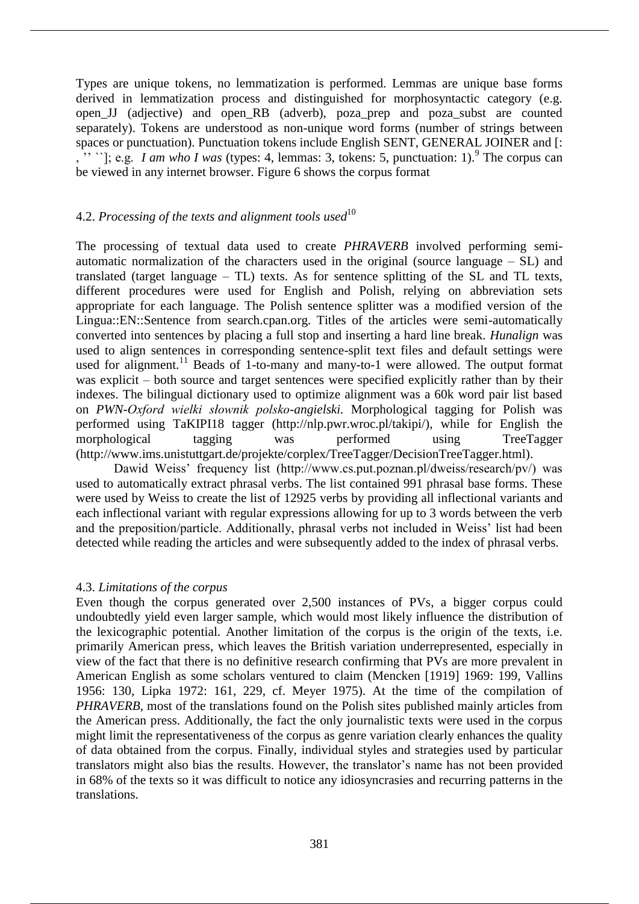Types are unique tokens, no lemmatization is performed. Lemmas are unique base forms derived in lemmatization process and distinguished for morphosyntactic category (e.g. open_JJ (adjective) and open_RB (adverb), poza_prep and poza_subst are counted separately). Tokens are understood as non-unique word forms (number of strings between spaces or punctuation). Punctuation tokens include English SENT, GENERAL JOINER and [: , '' ``]; e.g. *I am who I was* (types: 4, lemmas: 3, tokens: 5, punctuation: 1).[9] The corpus can be viewed in any internet browser. Figure 6 shows the corpus format

### 4.2. *Processing of the texts and alignment tools used*[10]

The processing of textual data used to create *PHRAVERB* involved performing semi-automatic normalization of the characters used in the original (source language – SL) and translated (target language – TL) texts. As for sentence splitting of the SL and TL texts, different procedures were used for English and Polish, relying on abbreviation sets appropriate for each language. The Polish sentence splitter was a modified version of the Lingua::EN::Sentence from search.cpan.org. Titles of the articles were semi-automatically converted into sentences by placing a full stop and inserting a hard line break. *Hunalign* was used to align sentences in corresponding sentence-split text files and default settings were used for alignment.[11] Beads of 1-to-many and many-to-1 were allowed. The output format was explicit – both source and target sentences were specified explicitly rather than by their indexes. The bilingual dictionary used to optimize alignment was a 60k word pair list based on *PWN-Oxford wielki słownik polsko-angielski.* Morphological tagging for Polish was performed using TaKIPI18 tagger (http://nlp.pwr.wroc.pl/takipi/), while for English the morphological tagging was performed using TreeTagger (http://www.ims.unistuttgart.de/projekte/corplex/TreeTagger/DecisionTreeTagger.html).

Dawid Weiss' frequency list (http://www.cs.put.poznan.pl/dweiss/research/pv/) was used to automatically extract phrasal verbs. The list contained 991 phrasal base forms. These were used by Weiss to create the list of 12925 verbs by providing all inflectional variants and each inflectional variant with regular expressions allowing for up to 3 words between the verb and the preposition/particle. Additionally, phrasal verbs not included in Weiss' list had been detected while reading the articles and were subsequently added to the index of phrasal verbs.

### 4.3. *Limitations of the corpus*

Even though the corpus generated over 2,500 instances of PVs, a bigger corpus could undoubtedly yield even larger sample, which would most likely influence the distribution of the lexicographic potential. Another limitation of the corpus is the origin of the texts, i.e. primarily American press, which leaves the British variation underrepresented, especially in view of the fact that there is no definitive research confirming that PVs are more prevalent in American English as some scholars ventured to claim (Mencken [1919] 1969: 199, Vallins 1956: 130, Lipka 1972: 161, 229, cf. Meyer 1975). At the time of the compilation of *PHRAVERB*, most of the translations found on the Polish sites published mainly articles from the American press. Additionally, the fact the only journalistic texts were used in the corpus might limit the representativeness of the corpus as genre variation clearly enhances the quality of data obtained from the corpus. Finally, individual styles and strategies used by particular translators might also bias the results. However, the translator's name has not been provided in 68% of the texts so it was difficult to notice any idiosyncrasies and recurring patterns in the translations.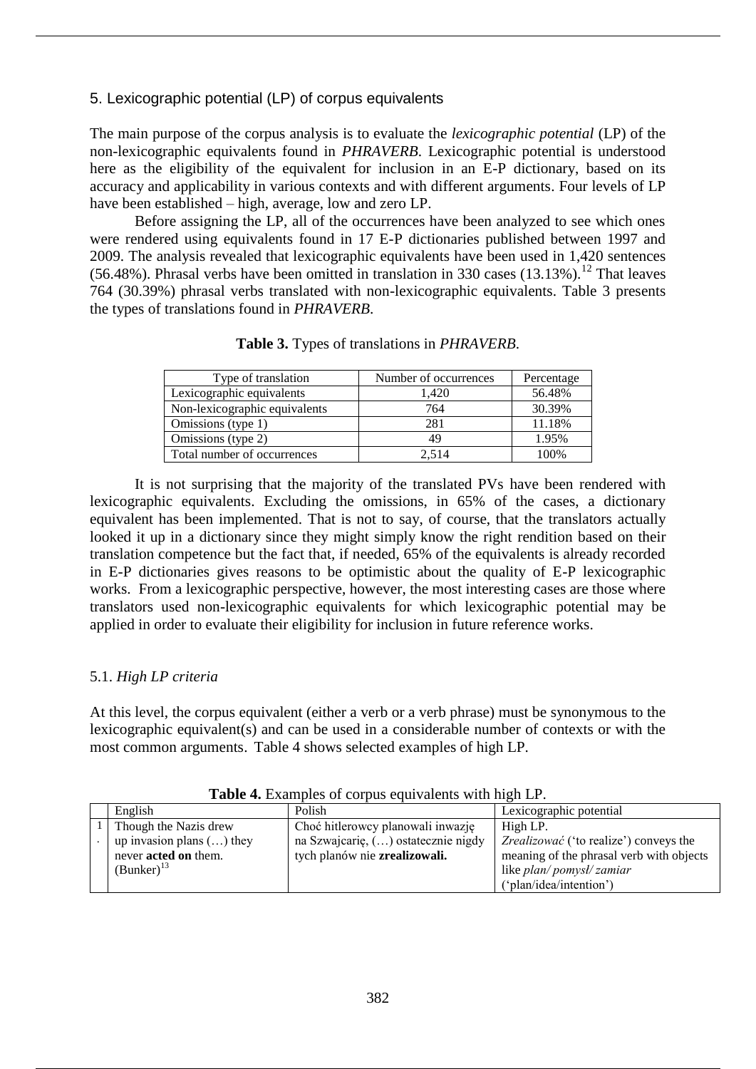## 5. Lexicographic potential (LP) of corpus equivalents

The main purpose of the corpus analysis is to evaluate the *lexicographic potential* (LP) of the non-lexicographic equivalents found in *PHRAVERB.* Lexicographic potential is understood here as the eligibility of the equivalent for inclusion in an E-P dictionary, based on its accuracy and applicability in various contexts and with different arguments. Four levels of LP have been established – high, average, low and zero LP.

Before assigning the LP, all of the occurrences have been analyzed to see which ones were rendered using equivalents found in 17 E-P dictionaries published between 1997 and 2009. The analysis revealed that lexicographic equivalents have been used in 1,420 sentences (56.48%). Phrasal verbs have been omitted in translation in 330 cases (13.13%).[12] That leaves 764 (30.39%) phrasal verbs translated with non-lexicographic equivalents. Table 3 presents the types of translations found in *PHRAVERB.*

**Table 3.** Types of translations in *PHRAVERB.*

| Type of translation | Number of occurrences | Percentage |
|---|---|---|
| Lexicographic equivalents | 1,420 | 56.48% |
| Non-lexicographic equivalents | 764 | 30.39% |
| Omissions (type 1) | 281 | 11.18% |
| Omissions (type 2) | 49 | 1.95% |
| Total number of occurrences | 2,514 | 100% |

It is not surprising that the majority of the translated PVs have been rendered with lexicographic equivalents. Excluding the omissions, in 65% of the cases, a dictionary equivalent has been implemented. That is not to say, of course, that the translators actually looked it up in a dictionary since they might simply know the right rendition based on their translation competence but the fact that, if needed, 65% of the equivalents is already recorded in E-P dictionaries gives reasons to be optimistic about the quality of E-P lexicographic works. From a lexicographic perspective, however, the most interesting cases are those where translators used non-lexicographic equivalents for which lexicographic potential may be applied in order to evaluate their eligibility for inclusion in future reference works.

### 5.1. *High LP criteria*

At this level, the corpus equivalent (either a verb or a verb phrase) must be synonymous to the lexicographic equivalent(s) and can be used in a considerable number of contexts or with the most common arguments. Table 4 shows selected examples of high LP.

**Table 4.** Examples of corpus equivalents with high LP.

| | English | Polish | Lexicographic potential |
|---|---|---|---|
| 1. | Though the Nazis drew up invasion plans (…) they never **acted on** them. (Bunker)[13] | Choć hitlerowcy planowali inwazję na Szwajcarię, (…) ostatecznie nigdy tych planów nie **zrealizowali.** | High LP. *Zrealizować* ('to realize') conveys the meaning of the phrasal verb with objects like *plan/ pomysł/ zamiar* ('plan/idea/intention') |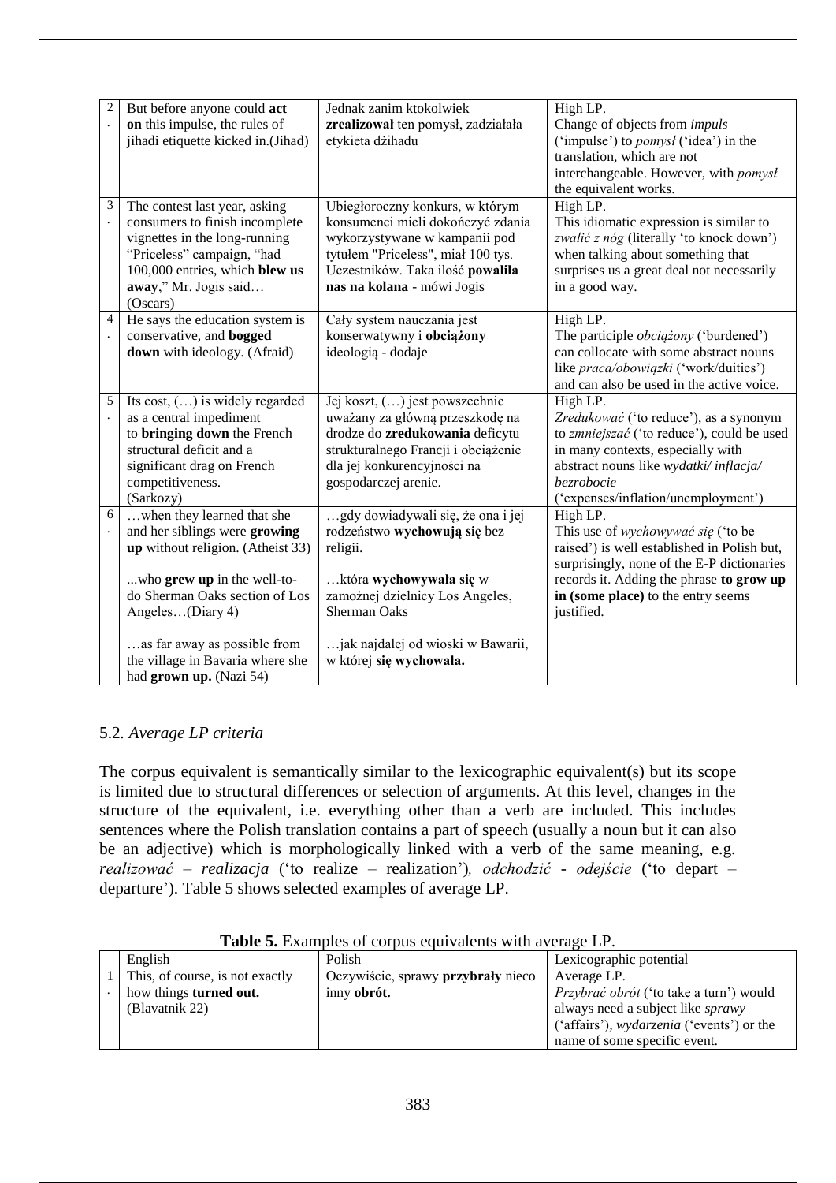| | | | |
|---|---|---|---|
| 2. | But before anyone could **act on** this impulse, the rules of jihadi etiquette kicked in.(Jihad) | Jednak zanim ktokolwiek **zrealizował** ten pomysł, zadziałała etykieta dżihadu | High LP. Change of objects from *impuls* ('impulse') to *pomysł* ('idea') in the translation, which are not interchangeable. However, with *pomysł* the equivalent works. |
| 3. | The contest last year, asking consumers to finish incomplete vignettes in the long-running "Priceless" campaign, "had 100,000 entries, which **blew us away**," Mr. Jogis said… (Oscars) | Ubiegłoroczny konkurs, w którym konsumenci mieli dokończyć zdania wykorzystywane w kampanii pod tytułem "Priceless", miał 100 tys. Uczestników. Taka ilość **powaliła nas na kolana** - mówi Jogis | High LP. This idiomatic expression is similar to *zwalić z nóg* (literally 'to knock down') when talking about something that surprises us a great deal not necessarily in a good way. |
| 4. | He says the education system is conservative, and **bogged down** with ideology. (Afraid) | Cały system nauczania jest konserwatywny i **obciążony** ideologią - dodaje | High LP. The participle *obciążony* ('burdened') can collocate with some abstract nouns like *praca/obowiązki* ('work/duities') and can also be used in the active voice. |
| 5. | Its cost, (…) is widely regarded as a central impediment to **bringing down** the French structural deficit and a significant drag on French competitiveness. (Sarkozy) | Jej koszt, (…) jest powszechnie uważany za główną przeszkodę na drodze do **zredukowania** deficytu strukturalnego Francji i obciążenie dla jej konkurencyjności na gospodarczej arenie. | High LP. *Zredukować* ('to reduce'), as a synonym to *zmniejszać* ('to reduce'), could be used in many contexts, especially with abstract nouns like *wydatki/ inflacja/ bezrobocie* ('expenses/inflation/unemployment') |
| 6. | …when they learned that she and her siblings were **growing up** without religion. (Atheist 33)<br><br>...who **grew up** in the well-to-do Sherman Oaks section of Los Angeles…(Diary 4)<br><br>…as far away as possible from the village in Bavaria where she had **grown up.** (Nazi 54) | …gdy dowiadywali się, że ona i jej rodzeństwo **wychowują się** bez religii.<br><br>…która **wychowywała się** w zamożnej dzielnicy Los Angeles, Sherman Oaks<br><br>…jak najdalej od wioski w Bawarii, w której **się wychowała.** | High LP. This use of *wychowywać się* ('to be raised') is well established in Polish but, surprisingly, none of the E-P dictionaries records it. Adding the phrase **to grow up in (some place)** to the entry seems justified. |

## 5.2. *Average LP criteria*

The corpus equivalent is semantically similar to the lexicographic equivalent(s) but its scope is limited due to structural differences or selection of arguments. At this level, changes in the structure of the equivalent, i.e. everything other than a verb are included. This includes sentences where the Polish translation contains a part of speech (usually a noun but it can also be an adjective) which is morphologically linked with a verb of the same meaning, e.g. *realizować – realizacja* ('to realize – realization')*, odchodzić - odejście* ('to depart – departure'). Table 5 shows selected examples of average LP.

**Table 5.** Examples of corpus equivalents with average LP.

| | English | Polish | Lexicographic potential |
|---|---|---|---|
| 1. | This, of course, is not exactly how things **turned out.** (Blavatnik 22) | Oczywiście, sprawy **przybrały** nieco inny **obrót.** | Average LP. *Przybrać obrót* ('to take a turn') would always need a subject like *sprawy* ('affairs'), *wydarzenia* ('events') or the name of some specific event. |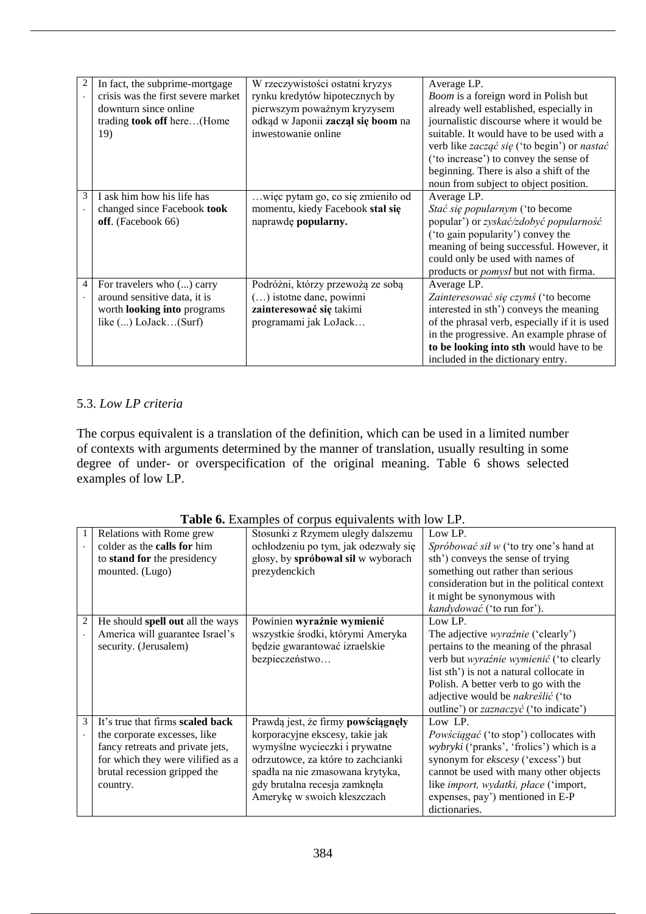| | | | |
|---|---|---|---|
| 2. | In fact, the subprime-mortgage crisis was the first severe market downturn since online trading **took off** here…(Home 19) | W rzeczywistości ostatni kryzys rynku kredytów hipotecznych by pierwszym poważnym kryzysem odkąd w Japonii **zaczął się boom** na inwestowanie online | Average LP.<br>*Boom* is a foreign word in Polish but already well established, especially in journalistic discourse where it would be suitable. It would have to be used with a verb like *zacząć się* ('to begin') or *nastać* ('to increase') to convey the sense of beginning. There is also a shift of the noun from subject to object position. |
| 3. | I ask him how his life has changed since Facebook **took off**. (Facebook 66) | …więc pytam go, co się zmieniło od momentu, kiedy Facebook **stał się** naprawdę **popularny.** | Average LP.<br>*Stać się popularnym* ('to become popular') or *zyskać/zdobyć popularność* ('to gain popularity') convey the meaning of being successful. However, it could only be used with names of products or *pomysł* but not with firma. |
| 4. | For travelers who (...) carry around sensitive data, it is worth **looking into** programs like (...) LoJack…(Surf) | Podróżni, którzy przewożą ze sobą (…) istotne dane, powinni **zainteresować się** takimi programami jak LoJack… | Average LP.<br>*Zainteresować się czymś* ('to become interested in sth') conveys the meaning of the phrasal verb, especially if it is used in the progressive. An example phrase of **to be looking into sth** would have to be included in the dictionary entry. |

### 5.3. *Low LP criteria*

The corpus equivalent is a translation of the definition, which can be used in a limited number of contexts with arguments determined by the manner of translation, usually resulting in some degree of under- or overspecification of the original meaning. Table 6 shows selected examples of low LP.

**Table 6.** Examples of corpus equivalents with low LP.

| | | | |
|---|---|---|---|
| 1. | Relations with Rome grew colder as the **calls for** him to **stand for** the presidency mounted. (Lugo) | Stosunki z Rzymem uległy dalszemu ochłodzeniu po tym, jak odezwały się głosy, by **spróbował sił** w wyborach prezydenckich | Low LP.<br>*Spróbować sił w* ('to try one's hand at sth') conveys the sense of trying something out rather than serious consideration but in the political context it might be synonymous with *kandydować* ('to run for'). |
| 2. | He should **spell out** all the ways America will guarantee Israel's security. (Jerusalem) | Powinien **wyraźnie wymienić** wszystkie środki, którymi Ameryka będzie gwarantować izraelskie bezpieczeństwo… | Low LP.<br>The adjective *wyraźnie* ('clearly') pertains to the meaning of the phrasal verb but *wyraźnie wymienić* ('to clearly list sth') is not a natural collocate in Polish. A better verb to go with the adjective would be *nakreślić* ('to outline') or *zaznaczyć* ('to indicate') |
| 3. | It's true that firms **scaled back** the corporate excesses, like fancy retreats and private jets, for which they were vilified as a brutal recession gripped the country. | Prawdą jest, że firmy **powściągnęły** korporacyjne ekscesy, takie jak wymyślne wycieczki i prywatne odrzutowce, za które to zachcianki spadła na nie zmasowana krytyka, gdy brutalna recesja zamknęła Amerykę w swoich kleszczach | Low LP.<br>*Powściągać* ('to stop') collocates with *wybryki* ('pranks', 'frolics') which is a synonym for *ekscesy* ('excess') but cannot be used with many other objects like *import, wydatki, płace* ('import, expenses, pay') mentioned in E-P dictionaries. |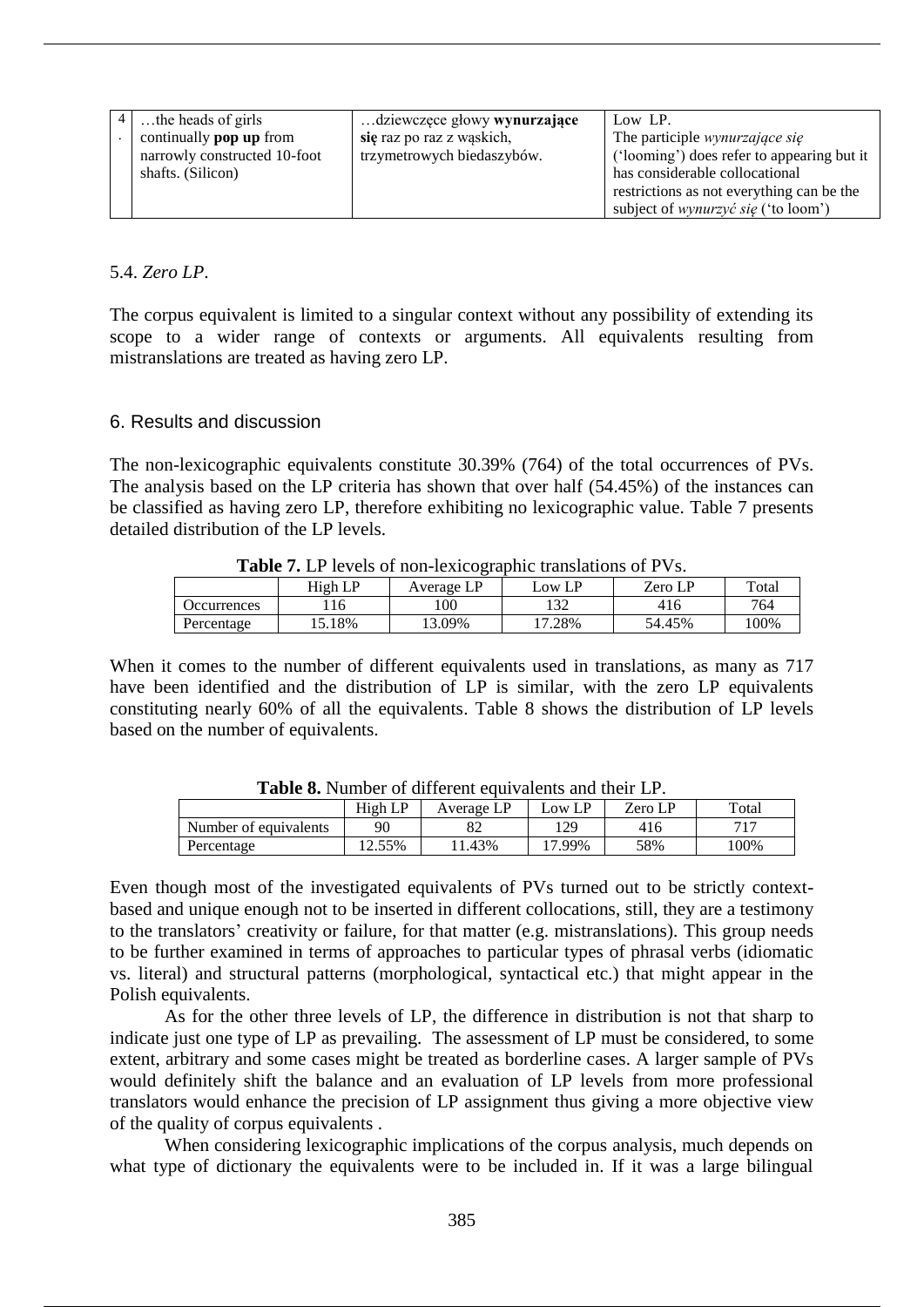| 4. | …the heads of girls continually **pop up** from narrowly constructed 10-foot shafts. (Silicon) | …dziewczęce głowy **wynurzające się** raz po raz z wąskich, trzymetrowych biedaszybów. | Low LP. The participle *wynurzające się* ('looming') does refer to appearing but it has considerable collocational restrictions as not everything can be the subject of *wynurzyć się* ('to loom') |
|---|---|---|---|

5.4. *Zero LP*.

The corpus equivalent is limited to a singular context without any possibility of extending its scope to a wider range of contexts or arguments. All equivalents resulting from mistranslations are treated as having zero LP.

## 6. Results and discussion

The non-lexicographic equivalents constitute 30.39% (764) of the total occurrences of PVs. The analysis based on the LP criteria has shown that over half (54.45%) of the instances can be classified as having zero LP, therefore exhibiting no lexicographic value. Table 7 presents detailed distribution of the LP levels.

**Table 7.** LP levels of non-lexicographic translations of PVs.

| | High LP | Average LP | Low LP | Zero LP | Total |
|---|---|---|---|---|---|
| Occurrences | 116 | 100 | 132 | 416 | 764 |
| Percentage | 15.18% | 13.09% | 17.28% | 54.45% | 100% |

When it comes to the number of different equivalents used in translations, as many as 717 have been identified and the distribution of LP is similar, with the zero LP equivalents constituting nearly 60% of all the equivalents. Table 8 shows the distribution of LP levels based on the number of equivalents.

**Table 8.** Number of different equivalents and their LP.

| | High LP | Average LP | Low LP | Zero LP | Total |
|---|---|---|---|---|---|
| Number of equivalents | 90 | 82 | 129 | 416 | 717 |
| Percentage | 12.55% | 11.43% | 17.99% | 58% | 100% |

Even though most of the investigated equivalents of PVs turned out to be strictly context-based and unique enough not to be inserted in different collocations, still, they are a testimony to the translators' creativity or failure, for that matter (e.g. mistranslations). This group needs to be further examined in terms of approaches to particular types of phrasal verbs (idiomatic vs. literal) and structural patterns (morphological, syntactical etc.) that might appear in the Polish equivalents.

As for the other three levels of LP, the difference in distribution is not that sharp to indicate just one type of LP as prevailing. The assessment of LP must be considered, to some extent, arbitrary and some cases might be treated as borderline cases. A larger sample of PVs would definitely shift the balance and an evaluation of LP levels from more professional translators would enhance the precision of LP assignment thus giving a more objective view of the quality of corpus equivalents .

When considering lexicographic implications of the corpus analysis, much depends on what type of dictionary the equivalents were to be included in. If it was a large bilingual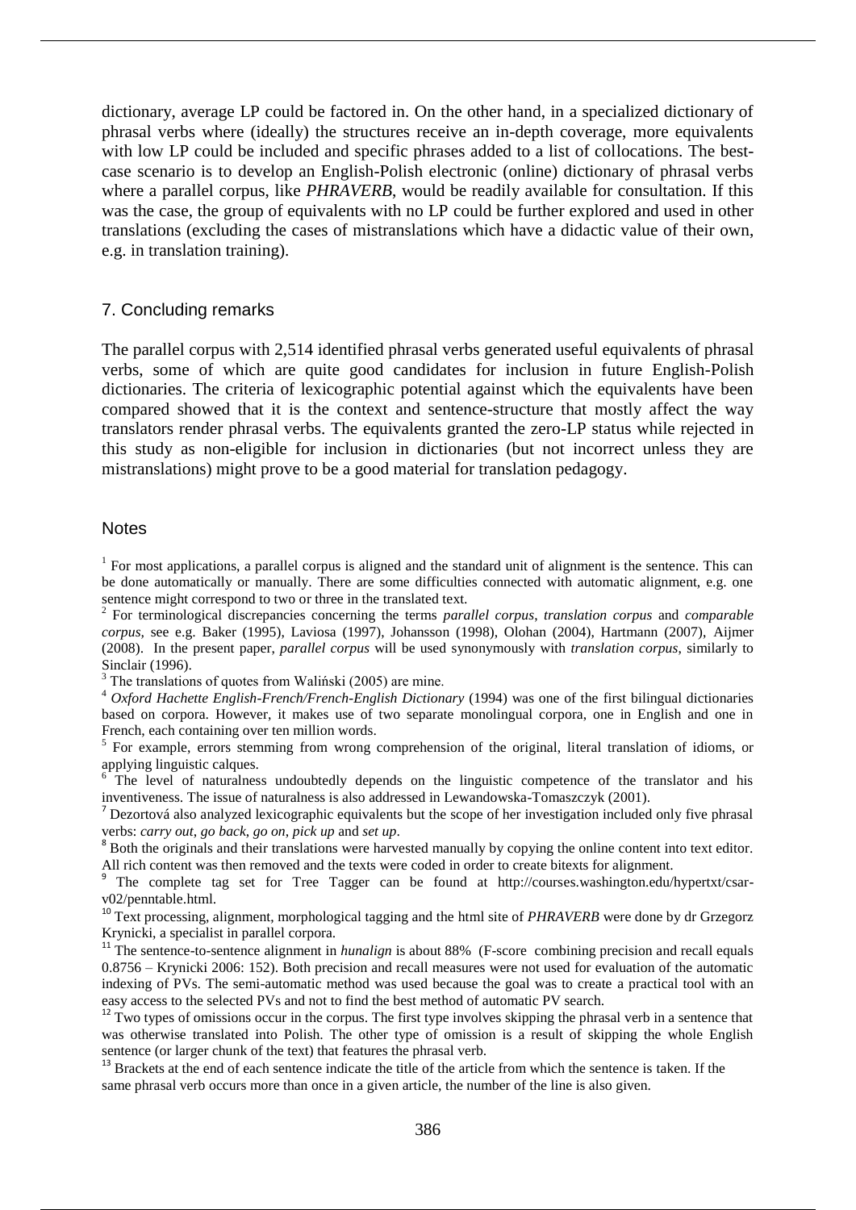dictionary, average LP could be factored in. On the other hand, in a specialized dictionary of phrasal verbs where (ideally) the structures receive an in-depth coverage, more equivalents with low LP could be included and specific phrases added to a list of collocations. The best-case scenario is to develop an English-Polish electronic (online) dictionary of phrasal verbs where a parallel corpus, like *PHRAVERB*, would be readily available for consultation. If this was the case, the group of equivalents with no LP could be further explored and used in other translations (excluding the cases of mistranslations which have a didactic value of their own, e.g. in translation training).

## 7. Concluding remarks

The parallel corpus with 2,514 identified phrasal verbs generated useful equivalents of phrasal verbs, some of which are quite good candidates for inclusion in future English-Polish dictionaries. The criteria of lexicographic potential against which the equivalents have been compared showed that it is the context and sentence-structure that mostly affect the way translators render phrasal verbs. The equivalents granted the zero-LP status while rejected in this study as non-eligible for inclusion in dictionaries (but not incorrect unless they are mistranslations) might prove to be a good material for translation pedagogy.

## Notes

[1] For most applications, a parallel corpus is aligned and the standard unit of alignment is the sentence. This can be done automatically or manually. There are some difficulties connected with automatic alignment, e.g. one sentence might correspond to two or three in the translated text.

[2] For terminological discrepancies concerning the terms *parallel corpus*, *translation corpus* and *comparable corpus*, see e.g. Baker (1995), Laviosa (1997), Johansson (1998), Olohan (2004), Hartmann (2007), Aijmer (2008). In the present paper, *parallel corpus* will be used synonymously with *translation corpus*, similarly to Sinclair (1996).

[3] The translations of quotes from Waliński (2005) are mine.

[4] *Oxford Hachette English-French/French-English Dictionary* (1994) was one of the first bilingual dictionaries based on corpora. However, it makes use of two separate monolingual corpora, one in English and one in French, each containing over ten million words.

[5] For example, errors stemming from wrong comprehension of the original, literal translation of idioms, or applying linguistic calques.

[6] The level of naturalness undoubtedly depends on the linguistic competence of the translator and his inventiveness. The issue of naturalness is also addressed in Lewandowska-Tomaszczyk (2001).

[7] Dezortová also analyzed lexicographic equivalents but the scope of her investigation included only five phrasal verbs: *carry out*, *go back*, *go on*, *pick up* and *set up*.

[8] Both the originals and their translations were harvested manually by copying the online content into text editor. All rich content was then removed and the texts were coded in order to create bitexts for alignment.

[9] The complete tag set for Tree Tagger can be found at http://courses.washington.edu/hypertxt/csar-v02/penntable.html.

[10] Text processing, alignment, morphological tagging and the html site of *PHRAVERB* were done by dr Grzegorz Krynicki, a specialist in parallel corpora.

[11] The sentence-to-sentence alignment in *hunalign* is about 88% (F-score combining precision and recall equals 0.8756 – Krynicki 2006: 152). Both precision and recall measures were not used for evaluation of the automatic indexing of PVs. The semi-automatic method was used because the goal was to create a practical tool with an easy access to the selected PVs and not to find the best method of automatic PV search.

[12] Two types of omissions occur in the corpus. The first type involves skipping the phrasal verb in a sentence that was otherwise translated into Polish. The other type of omission is a result of skipping the whole English sentence (or larger chunk of the text) that features the phrasal verb.

[13] Brackets at the end of each sentence indicate the title of the article from which the sentence is taken. If the same phrasal verb occurs more than once in a given article, the number of the line is also given.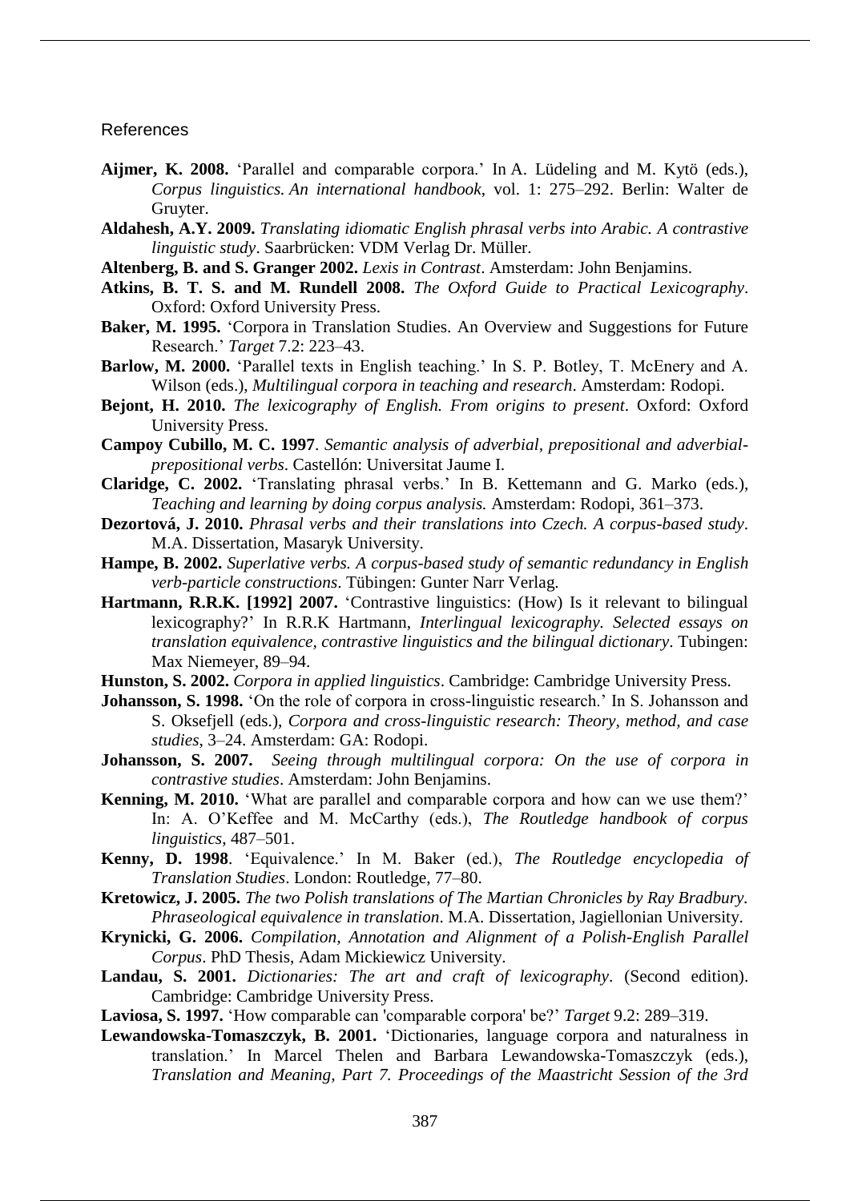## References

**Aijmer, K. 2008.** 'Parallel and comparable corpora.' In A. Lüdeling and M. Kytö (eds.), *Corpus linguistics. An international handbook*, vol. 1: 275–292. Berlin: Walter de Gruyter.

**Aldahesh, A.Y. 2009.** *Translating idiomatic English phrasal verbs into Arabic. A contrastive linguistic study*. Saarbrücken: VDM Verlag Dr. Müller.

**Altenberg, B. and S. Granger 2002.** *Lexis in Contrast*. Amsterdam: John Benjamins.

**Atkins, B. T. S. and M. Rundell 2008.** *The Oxford Guide to Practical Lexicography*. Oxford: Oxford University Press.

**Baker, M. 1995.** 'Corpora in Translation Studies. An Overview and Suggestions for Future Research.' *Target* 7.2: 223–43.

**Barlow, M. 2000.** 'Parallel texts in English teaching.' In S. P. Botley, T. McEnery and A. Wilson (eds.), *Multilingual corpora in teaching and research*. Amsterdam: Rodopi.

**Bejont, H. 2010.** *The lexicography of English. From origins to present*. Oxford: Oxford University Press.

**Campoy Cubillo, M. C. 1997**. *Semantic analysis of adverbial, prepositional and adverbial-prepositional verbs*. Castellón: Universitat Jaume I.

**Claridge, C. 2002.** 'Translating phrasal verbs.' In B. Kettemann and G. Marko (eds.), *Teaching and learning by doing corpus analysis.* Amsterdam: Rodopi, 361–373.

**Dezortová, J. 2010.** *Phrasal verbs and their translations into Czech. A corpus-based study*. M.A. Dissertation, Masaryk University.

**Hampe, B. 2002.** *Superlative verbs. A corpus-based study of semantic redundancy in English verb-particle constructions*. Tübingen: Gunter Narr Verlag.

**Hartmann, R.R.K. [1992] 2007.** 'Contrastive linguistics: (How) Is it relevant to bilingual lexicography?' In R.R.K Hartmann, *Interlingual lexicography. Selected essays on translation equivalence, contrastive linguistics and the bilingual dictionary*. Tubingen: Max Niemeyer, 89–94.

**Hunston, S. 2002.** *Corpora in applied linguistics*. Cambridge: Cambridge University Press.

**Johansson, S. 1998.** 'On the role of corpora in cross-linguistic research.' In S. Johansson and S. Oksefjell (eds.), *Corpora and cross-linguistic research: Theory, method, and case studies*, 3–24. Amsterdam: GA: Rodopi.

**Johansson, S. 2007.** *Seeing through multilingual corpora: On the use of corpora in contrastive studies*. Amsterdam: John Benjamins.

**Kenning, M. 2010.** 'What are parallel and comparable corpora and how can we use them?' In: A. O'Keffee and M. McCarthy (eds.), *The Routledge handbook of corpus linguistics*, 487–501.

**Kenny, D. 1998**. 'Equivalence.' In M. Baker (ed.), *The Routledge encyclopedia of Translation Studies*. London: Routledge, 77–80.

**Kretowicz, J. 2005.** *The two Polish translations of The Martian Chronicles by Ray Bradbury. Phraseological equivalence in translation*. M.A. Dissertation, Jagiellonian University.

**Krynicki, G. 2006.** *Compilation, Annotation and Alignment of a Polish-English Parallel Corpus*. PhD Thesis, Adam Mickiewicz University.

**Landau, S. 2001.** *Dictionaries: The art and craft of lexicography*. (Second edition). Cambridge: Cambridge University Press.

**Laviosa, S. 1997.** 'How comparable can 'comparable corpora' be?' *Target* 9.2: 289–319.

**Lewandowska-Tomaszczyk, B. 2001.** 'Dictionaries, language corpora and naturalness in translation.' In Marcel Thelen and Barbara Lewandowska-Tomaszczyk (eds.), *Translation and Meaning, Part 7. Proceedings of the Maastricht Session of the 3rd*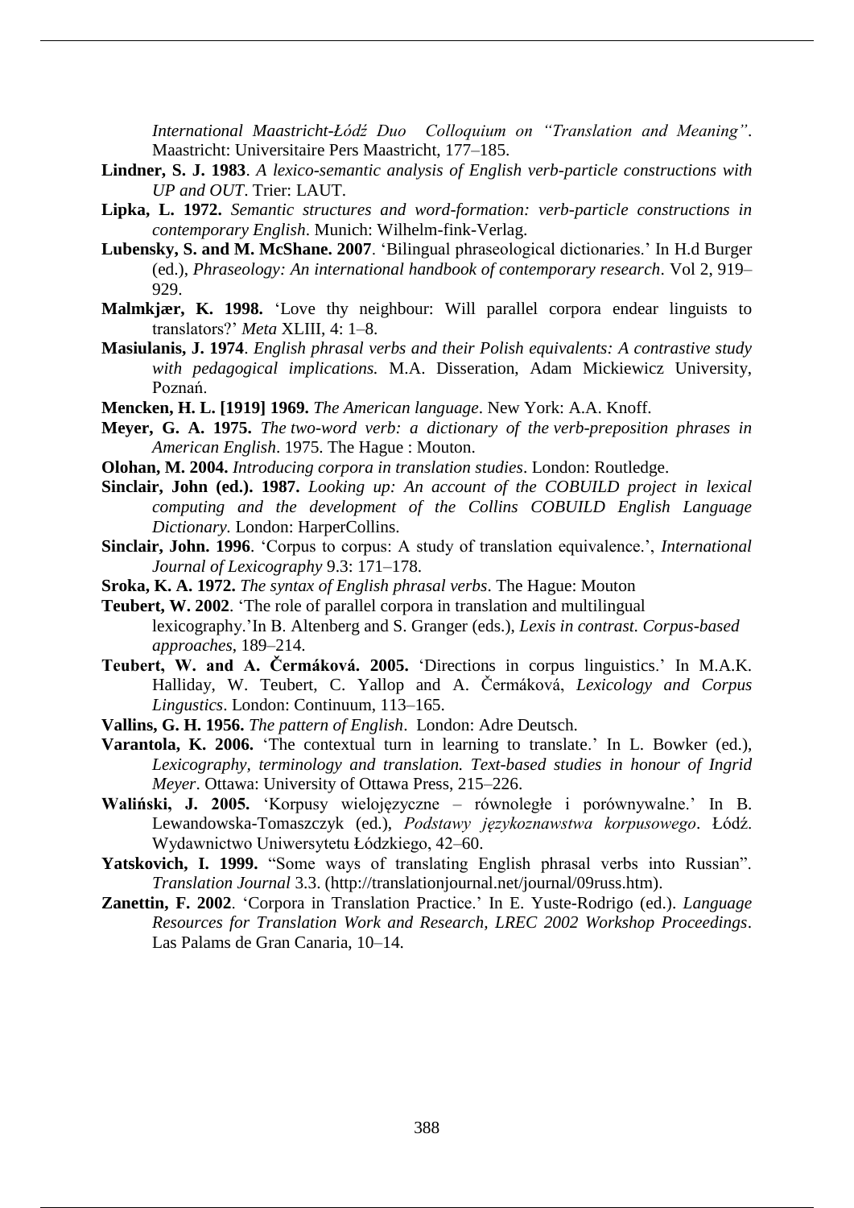*International Maastricht-Łódź Duo Colloquium on "Translation and Meaning"*. Maastricht: Universitaire Pers Maastricht, 177–185.

**Lindner, S. J. 1983**. *A lexico-semantic analysis of English verb-particle constructions with UP and OUT*. Trier: LAUT.

**Lipka, L. 1972.** *Semantic structures and word-formation: verb-particle constructions in contemporary English*. Munich: Wilhelm-fink-Verlag.

**Lubensky, S. and M. McShane. 2007**. 'Bilingual phraseological dictionaries.' In H.d Burger (ed.), *Phraseology: An international handbook of contemporary research*. Vol 2, 919–929.

**Malmkjær, K. 1998.** 'Love thy neighbour: Will parallel corpora endear linguists to translators?' *Meta* XLIII, 4: 1–8.

**Masiulanis, J. 1974**. *English phrasal verbs and their Polish equivalents: A contrastive study with pedagogical implications.* M.A. Disseration, Adam Mickiewicz University, Poznań.

**Mencken, H. L. [1919] 1969.** *The American language*. New York: A.A. Knoff.

**Meyer, G. A. 1975.** *The two-word verb: a dictionary of the verb-preposition phrases in American English*. 1975. The Hague : Mouton.

**Olohan, M. 2004.** *Introducing corpora in translation studies*. London: Routledge.

**Sinclair, John (ed.). 1987.** *Looking up: An account of the COBUILD project in lexical computing and the development of the Collins COBUILD English Language Dictionary.* London: HarperCollins.

**Sinclair, John. 1996**. 'Corpus to corpus: A study of translation equivalence.', *International Journal of Lexicography* 9.3: 171–178.

**Sroka, K. A. 1972.** *The syntax of English phrasal verbs*. The Hague: Mouton

**Teubert, W. 2002**. 'The role of parallel corpora in translation and multilingual lexicography.'In B. Altenberg and S. Granger (eds.), *Lexis in contrast. Corpus-based approaches*, 189–214.

**Teubert, W. and A. Čermáková. 2005.** 'Directions in corpus linguistics.' In M.A.K. Halliday, W. Teubert, C. Yallop and A. Čermáková, *Lexicology and Corpus Lingustics*. London: Continuum, 113–165.

**Vallins, G. H. 1956.** *The pattern of English*. London: Adre Deutsch.

**Varantola, K. 2006.** 'The contextual turn in learning to translate.' In L. Bowker (ed.), *Lexicography, terminology and translation. Text-based studies in honour of Ingrid Meyer*. Ottawa: University of Ottawa Press, 215–226.

**Waliński, J. 2005.** 'Korpusy wielojęzyczne – równoległe i porównywalne.' In B. Lewandowska-Tomaszczyk (ed.), *Podstawy językoznawstwa korpusowego*. Łódź. Wydawnictwo Uniwersytetu Łódzkiego, 42–60.

**Yatskovich, I. 1999.** "Some ways of translating English phrasal verbs into Russian". *Translation Journal* 3.3. (http://translationjournal.net/journal/09russ.htm).

**Zanettin, F. 2002**. 'Corpora in Translation Practice.' In E. Yuste-Rodrigo (ed.). *Language Resources for Translation Work and Research, LREC 2002 Workshop Proceedings*. Las Palams de Gran Canaria, 10–14.